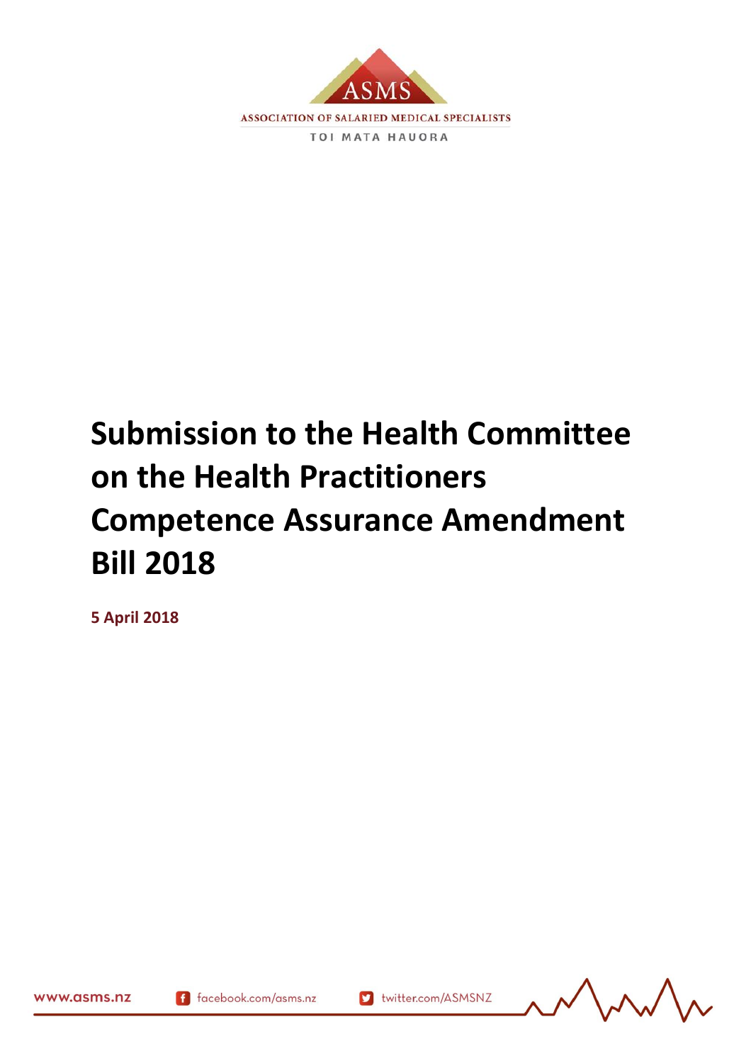ASMS

ASSOCIATION OF SALARIED MEDICAL SPECIALISTS

TOI MATA HAUORA

# Submission to the Health Committee on the Health Practitioners Competence Assurance Amendment Bill 2018

**5 April 2018**

www.asms.nz facebook.com/asms.nz twitter.com/ASMSNZ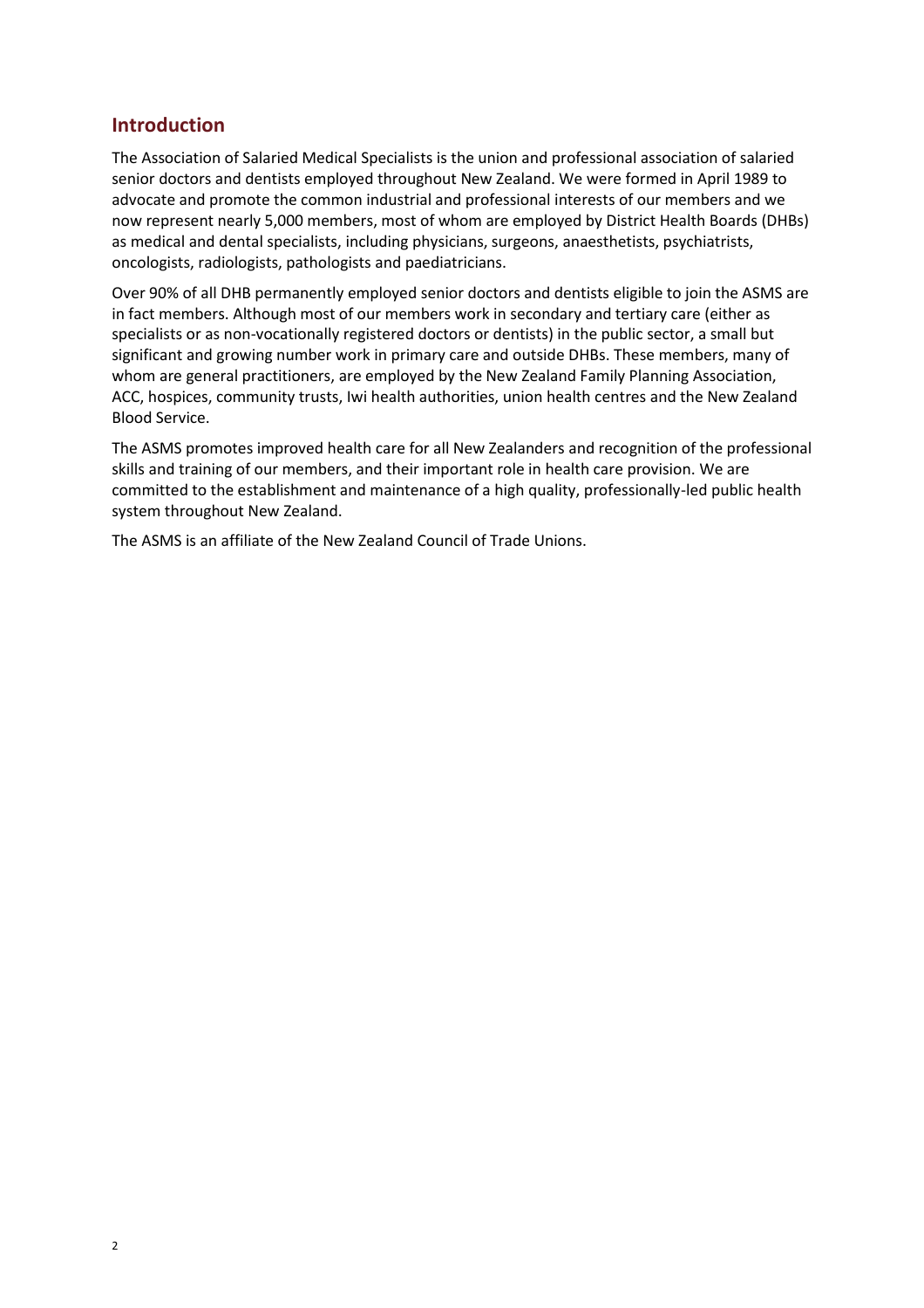## Introduction

The Association of Salaried Medical Specialists is the union and professional association of salaried senior doctors and dentists employed throughout New Zealand. We were formed in April 1989 to advocate and promote the common industrial and professional interests of our members and we now represent nearly 5,000 members, most of whom are employed by District Health Boards (DHBs) as medical and dental specialists, including physicians, surgeons, anaesthetists, psychiatrists, oncologists, radiologists, pathologists and paediatricians.

Over 90% of all DHB permanently employed senior doctors and dentists eligible to join the ASMS are in fact members. Although most of our members work in secondary and tertiary care (either as specialists or as non-vocationally registered doctors or dentists) in the public sector, a small but significant and growing number work in primary care and outside DHBs. These members, many of whom are general practitioners, are employed by the New Zealand Family Planning Association, ACC, hospices, community trusts, Iwi health authorities, union health centres and the New Zealand Blood Service.

The ASMS promotes improved health care for all New Zealanders and recognition of the professional skills and training of our members, and their important role in health care provision. We are committed to the establishment and maintenance of a high quality, professionally-led public health system throughout New Zealand.

The ASMS is an affiliate of the New Zealand Council of Trade Unions.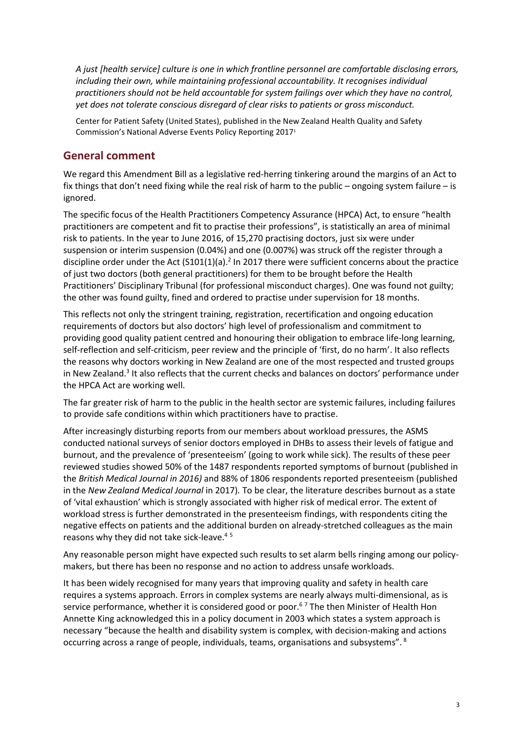*A just [health service] culture is one in which frontline personnel are comfortable disclosing errors, including their own, while maintaining professional accountability. It recognises individual practitioners should not be held accountable for system failings over which they have no control, yet does not tolerate conscious disregard of clear risks to patients or gross misconduct.*

Center for Patient Safety (United States), published in the New Zealand Health Quality and Safety Commission's National Adverse Events Policy Reporting 2017[1]

## General comment

We regard this Amendment Bill as a legislative red-herring tinkering around the margins of an Act to fix things that don't need fixing while the real risk of harm to the public – ongoing system failure – is ignored.

The specific focus of the Health Practitioners Competency Assurance (HPCA) Act, to ensure "health practitioners are competent and fit to practise their professions", is statistically an area of minimal risk to patients. In the year to June 2016, of 15,270 practising doctors, just six were under suspension or interim suspension (0.04%) and one (0.007%) was struck off the register through a discipline order under the Act (S101(1)(a).[2] In 2017 there were sufficient concerns about the practice of just two doctors (both general practitioners) for them to be brought before the Health Practitioners' Disciplinary Tribunal (for professional misconduct charges). One was found not guilty; the other was found guilty, fined and ordered to practise under supervision for 18 months.

This reflects not only the stringent training, registration, recertification and ongoing education requirements of doctors but also doctors' high level of professionalism and commitment to providing good quality patient centred and honouring their obligation to embrace life-long learning, self-reflection and self-criticism, peer review and the principle of 'first, do no harm'. It also reflects the reasons why doctors working in New Zealand are one of the most respected and trusted groups in New Zealand.[3] It also reflects that the current checks and balances on doctors' performance under the HPCA Act are working well.

The far greater risk of harm to the public in the health sector are systemic failures, including failures to provide safe conditions within which practitioners have to practise.

After increasingly disturbing reports from our members about workload pressures, the ASMS conducted national surveys of senior doctors employed in DHBs to assess their levels of fatigue and burnout, and the prevalence of 'presenteeism' (going to work while sick). The results of these peer reviewed studies showed 50% of the 1487 respondents reported symptoms of burnout (published in the *British Medical Journal in 2016)* and 88% of 1806 respondents reported presenteeism (published in the *New Zealand Medical Journal* in 2017)*.* To be clear, the literature describes burnout as a state of 'vital exhaustion' which is strongly associated with higher risk of medical error. The extent of workload stress is further demonstrated in the presenteeism findings, with respondents citing the negative effects on patients and the additional burden on already-stretched colleagues as the main reasons why they did not take sick-leave.[4,5]

Any reasonable person might have expected such results to set alarm bells ringing among our policy-makers, but there has been no response and no action to address unsafe workloads.

It has been widely recognised for many years that improving quality and safety in health care requires a systems approach. Errors in complex systems are nearly always multi-dimensional, as is service performance, whether it is considered good or poor.[6,7] The then Minister of Health Hon Annette King acknowledged this in a policy document in 2003 which states a system approach is necessary "because the health and disability system is complex, with decision-making and actions occurring across a range of people, individuals, teams, organisations and subsystems".[8]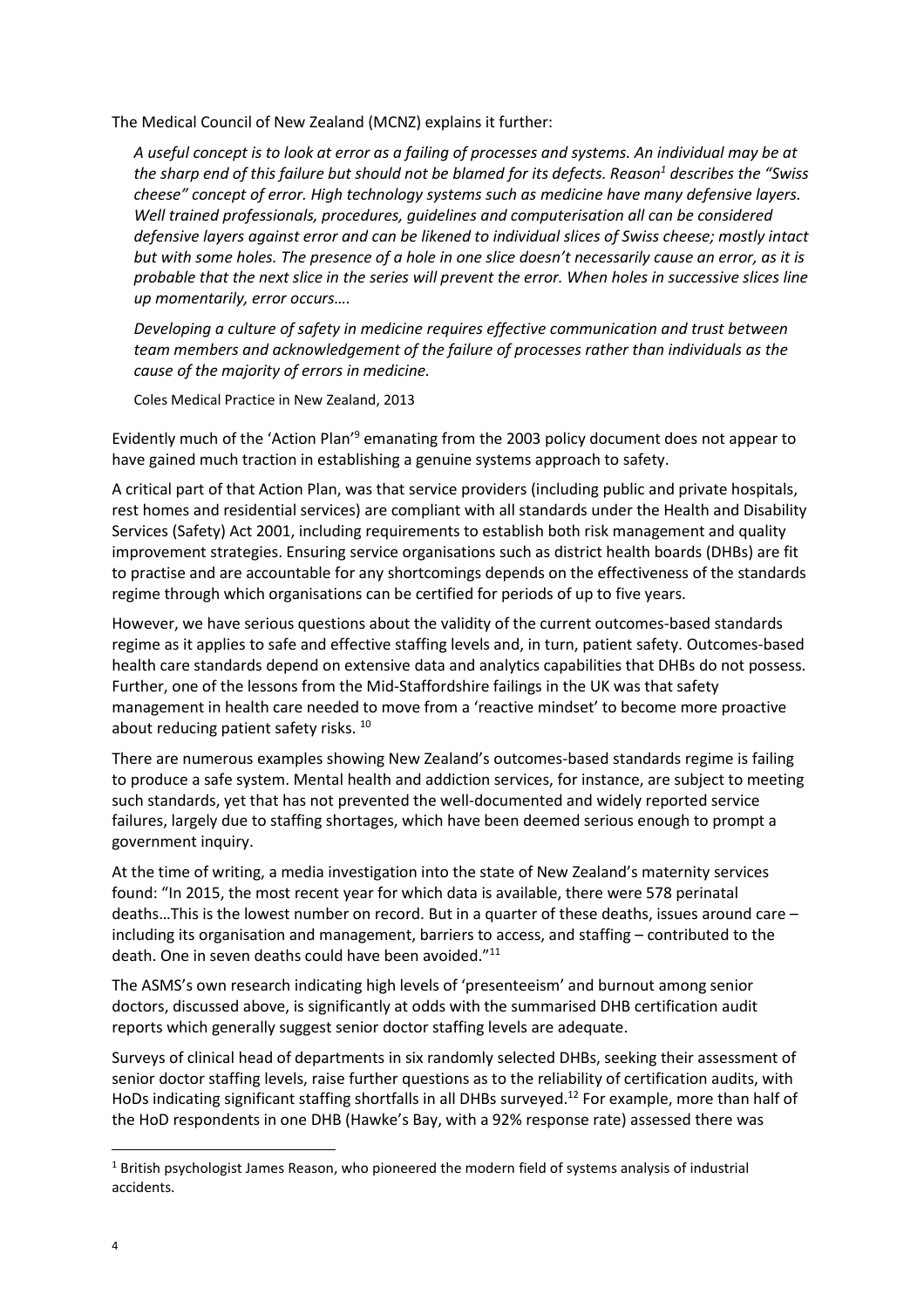The Medical Council of New Zealand (MCNZ) explains it further:

> *A useful concept is to look at error as a failing of processes and systems. An individual may be at the sharp end of this failure but should not be blamed for its defects. Reason[1] describes the "Swiss cheese" concept of error. High technology systems such as medicine have many defensive layers. Well trained professionals, procedures, guidelines and computerisation all can be considered defensive layers against error and can be likened to individual slices of Swiss cheese; mostly intact but with some holes. The presence of a hole in one slice doesn't necessarily cause an error, as it is probable that the next slice in the series will prevent the error. When holes in successive slices line up momentarily, error occurs….*
>
> *Developing a culture of safety in medicine requires effective communication and trust between team members and acknowledgement of the failure of processes rather than individuals as the cause of the majority of errors in medicine.*
>
> Coles Medical Practice in New Zealand, 2013

Evidently much of the 'Action Plan'[9] emanating from the 2003 policy document does not appear to have gained much traction in establishing a genuine systems approach to safety.

A critical part of that Action Plan, was that service providers (including public and private hospitals, rest homes and residential services) are compliant with all standards under the Health and Disability Services (Safety) Act 2001, including requirements to establish both risk management and quality improvement strategies. Ensuring service organisations such as district health boards (DHBs) are fit to practise and are accountable for any shortcomings depends on the effectiveness of the standards regime through which organisations can be certified for periods of up to five years.

However, we have serious questions about the validity of the current outcomes-based standards regime as it applies to safe and effective staffing levels and, in turn, patient safety. Outcomes-based health care standards depend on extensive data and analytics capabilities that DHBs do not possess. Further, one of the lessons from the Mid-Staffordshire failings in the UK was that safety management in health care needed to move from a 'reactive mindset' to become more proactive about reducing patient safety risks. [10]

There are numerous examples showing New Zealand's outcomes-based standards regime is failing to produce a safe system. Mental health and addiction services, for instance, are subject to meeting such standards, yet that has not prevented the well-documented and widely reported service failures, largely due to staffing shortages, which have been deemed serious enough to prompt a government inquiry.

At the time of writing, a media investigation into the state of New Zealand's maternity services found: "In 2015, the most recent year for which data is available, there were 578 perinatal deaths…This is the lowest number on record. But in a quarter of these deaths, issues around care – including its organisation and management, barriers to access, and staffing – contributed to the death. One in seven deaths could have been avoided."[11]

The ASMS's own research indicating high levels of 'presenteeism' and burnout among senior doctors, discussed above, is significantly at odds with the summarised DHB certification audit reports which generally suggest senior doctor staffing levels are adequate.

Surveys of clinical head of departments in six randomly selected DHBs, seeking their assessment of senior doctor staffing levels, raise further questions as to the reliability of certification audits, with HoDs indicating significant staffing shortfalls in all DHBs surveyed.[12] For example, more than half of the HoD respondents in one DHB (Hawke's Bay, with a 92% response rate) assessed there was

---

[1] British psychologist James Reason, who pioneered the modern field of systems analysis of industrial accidents.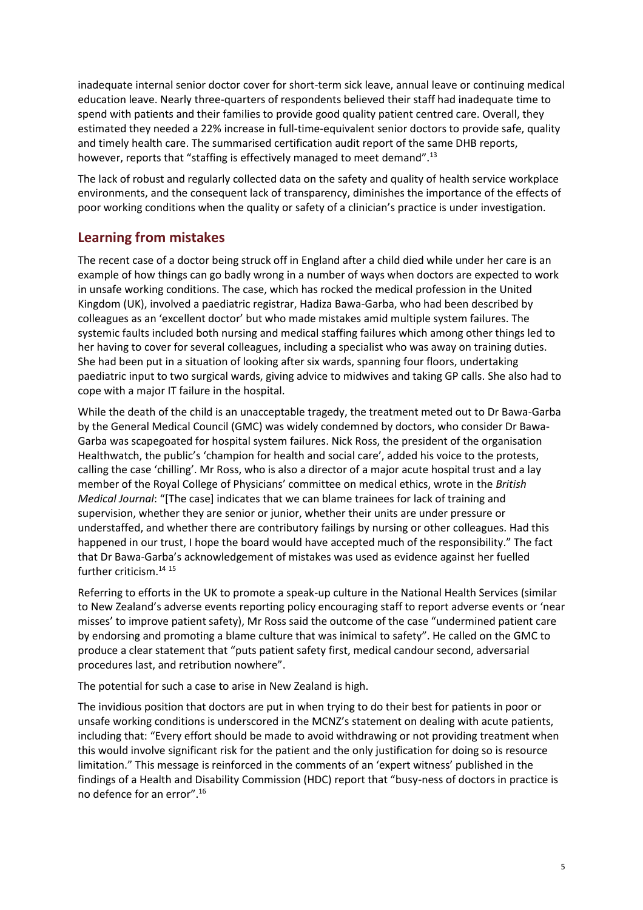inadequate internal senior doctor cover for short-term sick leave, annual leave or continuing medical education leave. Nearly three-quarters of respondents believed their staff had inadequate time to spend with patients and their families to provide good quality patient centred care. Overall, they estimated they needed a 22% increase in full-time-equivalent senior doctors to provide safe, quality and timely health care. The summarised certification audit report of the same DHB reports, however, reports that "staffing is effectively managed to meet demand".[13]

The lack of robust and regularly collected data on the safety and quality of health service workplace environments, and the consequent lack of transparency, diminishes the importance of the effects of poor working conditions when the quality or safety of a clinician's practice is under investigation.

## Learning from mistakes

The recent case of a doctor being struck off in England after a child died while under her care is an example of how things can go badly wrong in a number of ways when doctors are expected to work in unsafe working conditions. The case, which has rocked the medical profession in the United Kingdom (UK), involved a paediatric registrar, Hadiza Bawa-Garba, who had been described by colleagues as an 'excellent doctor' but who made mistakes amid multiple system failures. The systemic faults included both nursing and medical staffing failures which among other things led to her having to cover for several colleagues, including a specialist who was away on training duties. She had been put in a situation of looking after six wards, spanning four floors, undertaking paediatric input to two surgical wards, giving advice to midwives and taking GP calls. She also had to cope with a major IT failure in the hospital.

While the death of the child is an unacceptable tragedy, the treatment meted out to Dr Bawa-Garba by the General Medical Council (GMC) was widely condemned by doctors, who consider Dr Bawa-Garba was scapegoated for hospital system failures. Nick Ross, the president of the organisation Healthwatch, the public's 'champion for health and social care', added his voice to the protests, calling the case 'chilling'. Mr Ross, who is also a director of a major acute hospital trust and a lay member of the Royal College of Physicians' committee on medical ethics, wrote in the *British Medical Journal*: "[The case] indicates that we can blame trainees for lack of training and supervision, whether they are senior or junior, whether their units are under pressure or understaffed, and whether there are contributory failings by nursing or other colleagues. Had this happened in our trust, I hope the board would have accepted much of the responsibility." The fact that Dr Bawa-Garba's acknowledgement of mistakes was used as evidence against her fuelled further criticism.[14 15]

Referring to efforts in the UK to promote a speak-up culture in the National Health Services (similar to New Zealand's adverse events reporting policy encouraging staff to report adverse events or 'near misses' to improve patient safety), Mr Ross said the outcome of the case "undermined patient care by endorsing and promoting a blame culture that was inimical to safety". He called on the GMC to produce a clear statement that "puts patient safety first, medical candour second, adversarial procedures last, and retribution nowhere".

The potential for such a case to arise in New Zealand is high.

The invidious position that doctors are put in when trying to do their best for patients in poor or unsafe working conditions is underscored in the MCNZ's statement on dealing with acute patients, including that: "Every effort should be made to avoid withdrawing or not providing treatment when this would involve significant risk for the patient and the only justification for doing so is resource limitation." This message is reinforced in the comments of an 'expert witness' published in the findings of a Health and Disability Commission (HDC) report that "busy-ness of doctors in practice is no defence for an error".[16]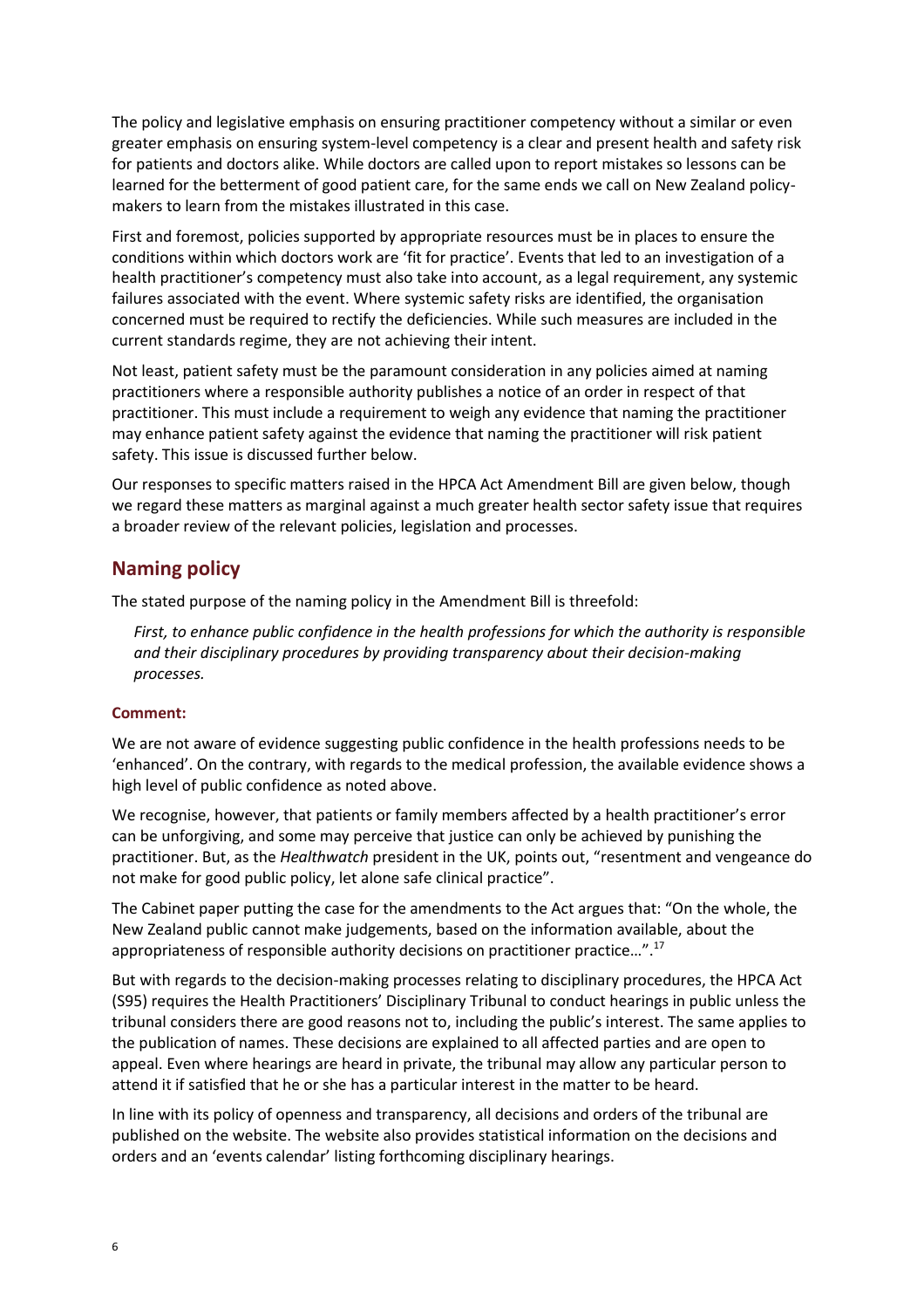The policy and legislative emphasis on ensuring practitioner competency without a similar or even greater emphasis on ensuring system-level competency is a clear and present health and safety risk for patients and doctors alike. While doctors are called upon to report mistakes so lessons can be learned for the betterment of good patient care, for the same ends we call on New Zealand policy-makers to learn from the mistakes illustrated in this case.

First and foremost, policies supported by appropriate resources must be in places to ensure the conditions within which doctors work are 'fit for practice'. Events that led to an investigation of a health practitioner's competency must also take into account, as a legal requirement, any systemic failures associated with the event. Where systemic safety risks are identified, the organisation concerned must be required to rectify the deficiencies. While such measures are included in the current standards regime, they are not achieving their intent.

Not least, patient safety must be the paramount consideration in any policies aimed at naming practitioners where a responsible authority publishes a notice of an order in respect of that practitioner. This must include a requirement to weigh any evidence that naming the practitioner may enhance patient safety against the evidence that naming the practitioner will risk patient safety. This issue is discussed further below.

Our responses to specific matters raised in the HPCA Act Amendment Bill are given below, though we regard these matters as marginal against a much greater health sector safety issue that requires a broader review of the relevant policies, legislation and processes.

## Naming policy

The stated purpose of the naming policy in the Amendment Bill is threefold:

> *First, to enhance public confidence in the health professions for which the authority is responsible and their disciplinary procedures by providing transparency about their decision-making processes.*

#### Comment:

We are not aware of evidence suggesting public confidence in the health professions needs to be 'enhanced'. On the contrary, with regards to the medical profession, the available evidence shows a high level of public confidence as noted above.

We recognise, however, that patients or family members affected by a health practitioner's error can be unforgiving, and some may perceive that justice can only be achieved by punishing the practitioner. But, as the *Healthwatch* president in the UK, points out, "resentment and vengeance do not make for good public policy, let alone safe clinical practice".

The Cabinet paper putting the case for the amendments to the Act argues that: "On the whole, the New Zealand public cannot make judgements, based on the information available, about the appropriateness of responsible authority decisions on practitioner practice…".[17]

But with regards to the decision-making processes relating to disciplinary procedures, the HPCA Act (S95) requires the Health Practitioners' Disciplinary Tribunal to conduct hearings in public unless the tribunal considers there are good reasons not to, including the public's interest. The same applies to the publication of names. These decisions are explained to all affected parties and are open to appeal. Even where hearings are heard in private, the tribunal may allow any particular person to attend it if satisfied that he or she has a particular interest in the matter to be heard.

In line with its policy of openness and transparency, all decisions and orders of the tribunal are published on the website. The website also provides statistical information on the decisions and orders and an 'events calendar' listing forthcoming disciplinary hearings.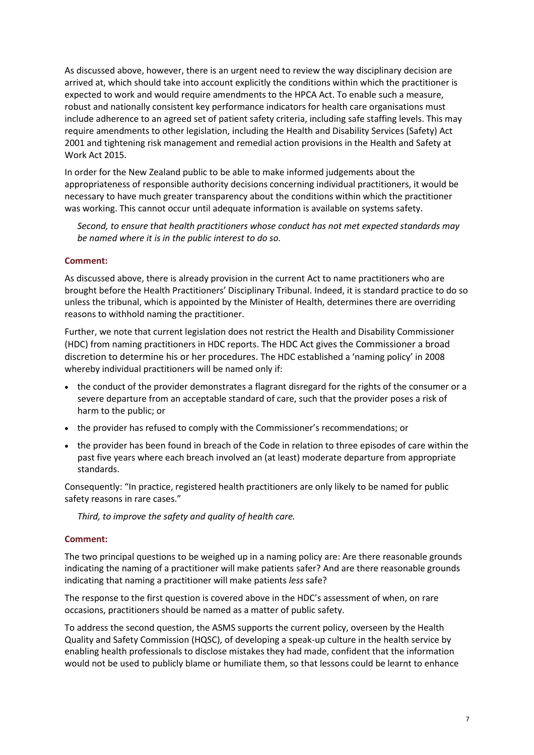As discussed above, however, there is an urgent need to review the way disciplinary decision are arrived at, which should take into account explicitly the conditions within which the practitioner is expected to work and would require amendments to the HPCA Act. To enable such a measure, robust and nationally consistent key performance indicators for health care organisations must include adherence to an agreed set of patient safety criteria, including safe staffing levels. This may require amendments to other legislation, including the Health and Disability Services (Safety) Act 2001 and tightening risk management and remedial action provisions in the Health and Safety at Work Act 2015.

In order for the New Zealand public to be able to make informed judgements about the appropriateness of responsible authority decisions concerning individual practitioners, it would be necessary to have much greater transparency about the conditions within which the practitioner was working. This cannot occur until adequate information is available on systems safety.

> *Second, to ensure that health practitioners whose conduct has not met expected standards may be named where it is in the public interest to do so.*

**Comment:**

As discussed above, there is already provision in the current Act to name practitioners who are brought before the Health Practitioners' Disciplinary Tribunal. Indeed, it is standard practice to do so unless the tribunal, which is appointed by the Minister of Health, determines there are overriding reasons to withhold naming the practitioner.

Further, we note that current legislation does not restrict the Health and Disability Commissioner (HDC) from naming practitioners in HDC reports. The HDC Act gives the Commissioner a broad discretion to determine his or her procedures. The HDC established a 'naming policy' in 2008 whereby individual practitioners will be named only if:

- the conduct of the provider demonstrates a flagrant disregard for the rights of the consumer or a severe departure from an acceptable standard of care, such that the provider poses a risk of harm to the public; or
- the provider has refused to comply with the Commissioner's recommendations; or
- the provider has been found in breach of the Code in relation to three episodes of care within the past five years where each breach involved an (at least) moderate departure from appropriate standards.

Consequently: "In practice, registered health practitioners are only likely to be named for public safety reasons in rare cases."

> *Third, to improve the safety and quality of health care.*

**Comment:**

The two principal questions to be weighed up in a naming policy are: Are there reasonable grounds indicating the naming of a practitioner will make patients safer? And are there reasonable grounds indicating that naming a practitioner will make patients *less* safe?

The response to the first question is covered above in the HDC's assessment of when, on rare occasions, practitioners should be named as a matter of public safety.

To address the second question, the ASMS supports the current policy, overseen by the Health Quality and Safety Commission (HQSC), of developing a speak-up culture in the health service by enabling health professionals to disclose mistakes they had made, confident that the information would not be used to publicly blame or humiliate them, so that lessons could be learnt to enhance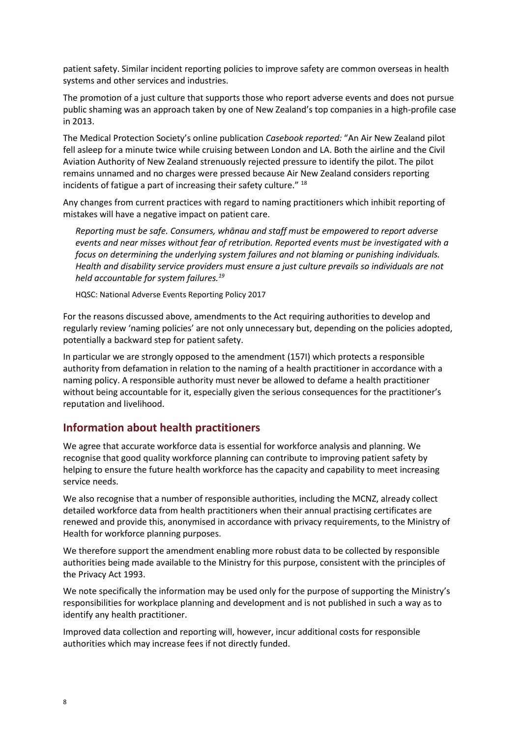patient safety. Similar incident reporting policies to improve safety are common overseas in health systems and other services and industries.

The promotion of a just culture that supports those who report adverse events and does not pursue public shaming was an approach taken by one of New Zealand's top companies in a high-profile case in 2013.

The Medical Protection Society's online publication *Casebook reported:* "An Air New Zealand pilot fell asleep for a minute twice while cruising between London and LA. Both the airline and the Civil Aviation Authority of New Zealand strenuously rejected pressure to identify the pilot. The pilot remains unnamed and no charges were pressed because Air New Zealand considers reporting incidents of fatigue a part of increasing their safety culture." [18]

Any changes from current practices with regard to naming practitioners which inhibit reporting of mistakes will have a negative impact on patient care.

> *Reporting must be safe. Consumers, whānau and staff must be empowered to report adverse events and near misses without fear of retribution. Reported events must be investigated with a focus on determining the underlying system failures and not blaming or punishing individuals. Health and disability service providers must ensure a just culture prevails so individuals are not held accountable for system failures.*[19]
>
> HQSC: National Adverse Events Reporting Policy 2017

For the reasons discussed above, amendments to the Act requiring authorities to develop and regularly review 'naming policies' are not only unnecessary but, depending on the policies adopted, potentially a backward step for patient safety.

In particular we are strongly opposed to the amendment (157I) which protects a responsible authority from defamation in relation to the naming of a health practitioner in accordance with a naming policy. A responsible authority must never be allowed to defame a health practitioner without being accountable for it, especially given the serious consequences for the practitioner's reputation and livelihood.

## Information about health practitioners

We agree that accurate workforce data is essential for workforce analysis and planning. We recognise that good quality workforce planning can contribute to improving patient safety by helping to ensure the future health workforce has the capacity and capability to meet increasing service needs.

We also recognise that a number of responsible authorities, including the MCNZ, already collect detailed workforce data from health practitioners when their annual practising certificates are renewed and provide this, anonymised in accordance with privacy requirements, to the Ministry of Health for workforce planning purposes.

We therefore support the amendment enabling more robust data to be collected by responsible authorities being made available to the Ministry for this purpose, consistent with the principles of the Privacy Act 1993.

We note specifically the information may be used only for the purpose of supporting the Ministry's responsibilities for workplace planning and development and is not published in such a way as to identify any health practitioner.

Improved data collection and reporting will, however, incur additional costs for responsible authorities which may increase fees if not directly funded.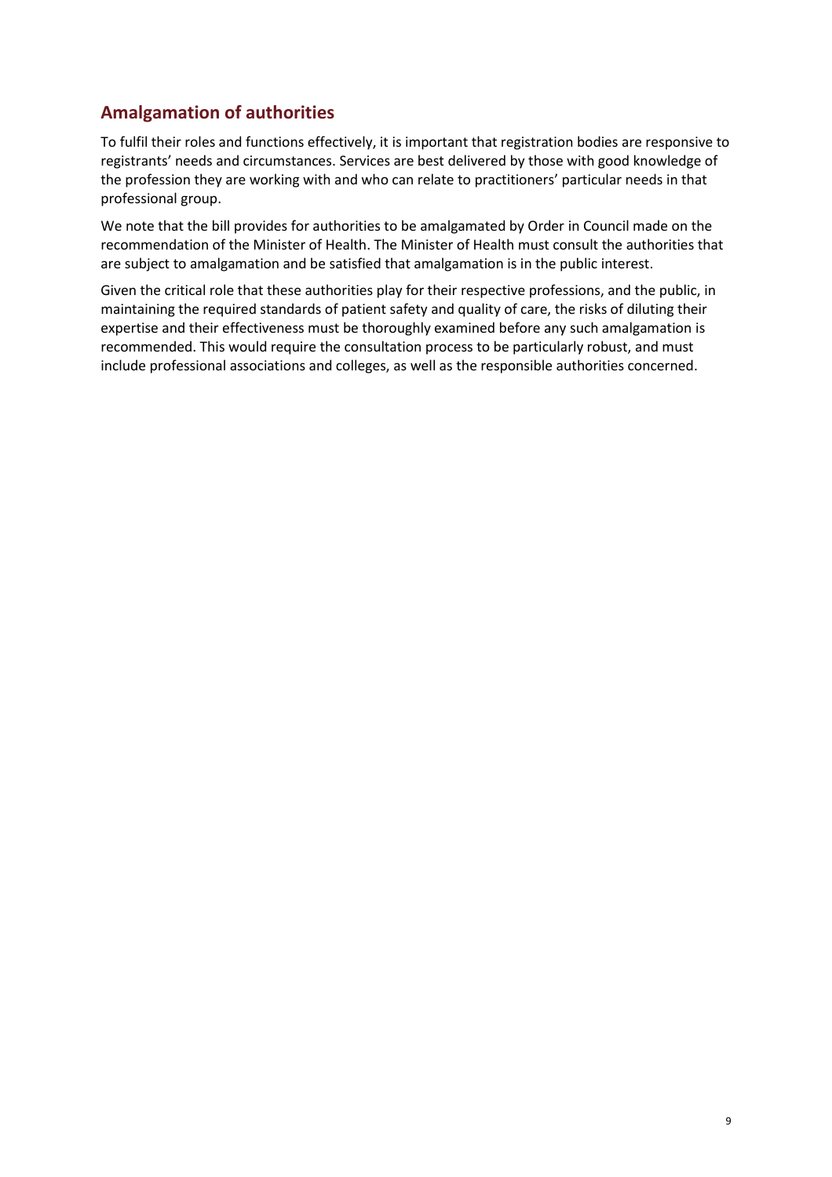## Amalgamation of authorities

To fulfil their roles and functions effectively, it is important that registration bodies are responsive to registrants' needs and circumstances. Services are best delivered by those with good knowledge of the profession they are working with and who can relate to practitioners' particular needs in that professional group.

We note that the bill provides for authorities to be amalgamated by Order in Council made on the recommendation of the Minister of Health. The Minister of Health must consult the authorities that are subject to amalgamation and be satisfied that amalgamation is in the public interest.

Given the critical role that these authorities play for their respective professions, and the public, in maintaining the required standards of patient safety and quality of care, the risks of diluting their expertise and their effectiveness must be thoroughly examined before any such amalgamation is recommended. This would require the consultation process to be particularly robust, and must include professional associations and colleges, as well as the responsible authorities concerned.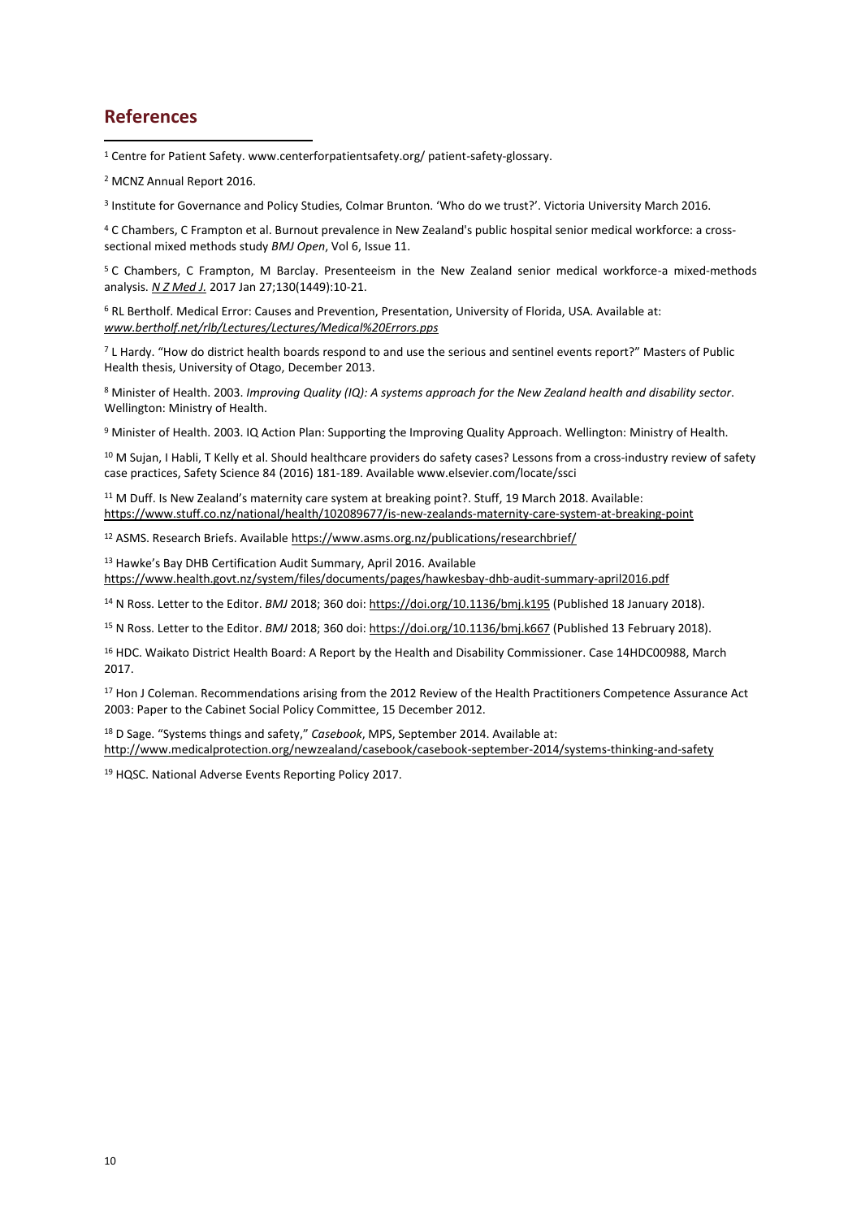## References

[1] Centre for Patient Safety. www.centerforpatientsafety.org/ patient-safety-glossary.

[2] MCNZ Annual Report 2016.

[3] Institute for Governance and Policy Studies, Colmar Brunton. 'Who do we trust?'. Victoria University March 2016.

[4] C Chambers, C Frampton et al. Burnout prevalence in New Zealand's public hospital senior medical workforce: a cross-sectional mixed methods study *BMJ Open*, Vol 6, Issue 11.

[5] C Chambers, C Frampton, M Barclay. Presenteeism in the New Zealand senior medical workforce-a mixed-methods analysis. *N Z Med J.* 2017 Jan 27;130(1449):10-21.

[6] RL Bertholf. Medical Error: Causes and Prevention, Presentation, University of Florida, USA. Available at: *www.bertholf.net/rlb/Lectures/Lectures/Medical%20Errors.pps*

[7] L Hardy. "How do district health boards respond to and use the serious and sentinel events report?" Masters of Public Health thesis, University of Otago, December 2013.

[8] Minister of Health. 2003. *Improving Quality (IQ): A systems approach for the New Zealand health and disability sector*. Wellington: Ministry of Health.

[9] Minister of Health. 2003. IQ Action Plan: Supporting the Improving Quality Approach. Wellington: Ministry of Health.

[10] M Sujan, I Habli, T Kelly et al. Should healthcare providers do safety cases? Lessons from a cross-industry review of safety case practices, Safety Science 84 (2016) 181-189. Available www.elsevier.com/locate/ssci

[11] M Duff. Is New Zealand's maternity care system at breaking point?. Stuff, 19 March 2018. Available: https://www.stuff.co.nz/national/health/102089677/is-new-zealands-maternity-care-system-at-breaking-point

[12] ASMS. Research Briefs. Available https://www.asms.org.nz/publications/researchbrief/

[13] Hawke's Bay DHB Certification Audit Summary, April 2016. Available https://www.health.govt.nz/system/files/documents/pages/hawkesbay-dhb-audit-summary-april2016.pdf

[14] N Ross. Letter to the Editor. *BMJ* 2018; 360 doi: https://doi.org/10.1136/bmj.k195 (Published 18 January 2018).

[15] N Ross. Letter to the Editor. *BMJ* 2018; 360 doi: https://doi.org/10.1136/bmj.k667 (Published 13 February 2018).

[16] HDC. Waikato District Health Board: A Report by the Health and Disability Commissioner. Case 14HDC00988, March 2017.

[17] Hon J Coleman. Recommendations arising from the 2012 Review of the Health Practitioners Competence Assurance Act 2003: Paper to the Cabinet Social Policy Committee, 15 December 2012.

[18] D Sage. "Systems things and safety," *Casebook*, MPS, September 2014. Available at: http://www.medicalprotection.org/newzealand/casebook/casebook-september-2014/systems-thinking-and-safety

[19] HQSC. National Adverse Events Reporting Policy 2017.